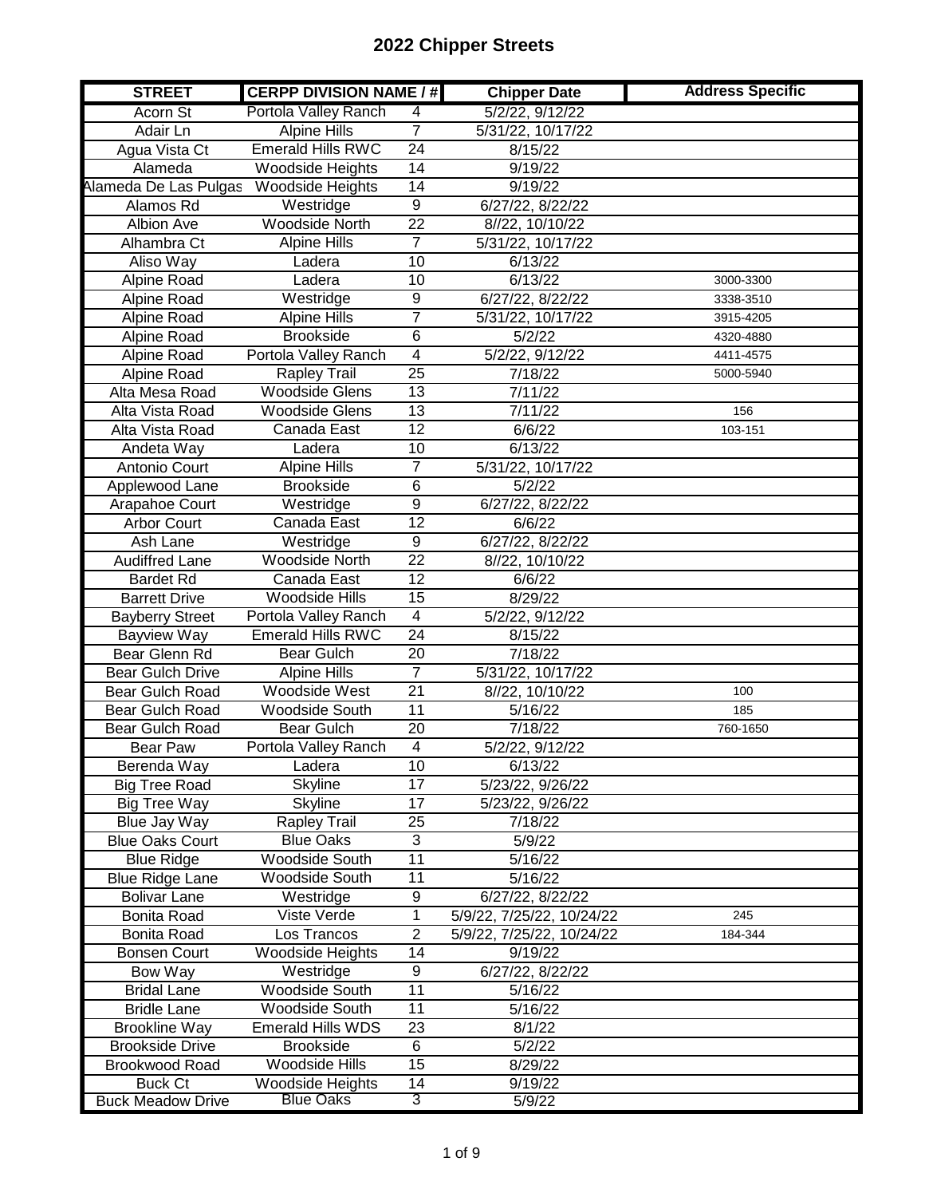# 2022 Chipper Streets

| STREET | CERPP DIVISION NAME / # | | Chipper Date | Address Specific |
|---|---|---|---|---|
| Acorn St | Portola Valley Ranch | 4 | 5/2/22, 9/12/22 | |
| Adair Ln | Alpine Hills | 7 | 5/31/22, 10/17/22 | |
| Agua Vista Ct | Emerald Hills RWC | 24 | 8/15/22 | |
| Alameda | Woodside Heights | 14 | 9/19/22 | |
| Alameda De Las Pulgas | Woodside Heights | 14 | 9/19/22 | |
| Alamos Rd | Westridge | 9 | 6/27/22, 8/22/22 | |
| Albion Ave | Woodside North | 22 | 8//22, 10/10/22 | |
| Alhambra Ct | Alpine Hills | 7 | 5/31/22, 10/17/22 | |
| Aliso Way | Ladera | 10 | 6/13/22 | |
| Alpine Road | Ladera | 10 | 6/13/22 | 3000-3300 |
| Alpine Road | Westridge | 9 | 6/27/22, 8/22/22 | 3338-3510 |
| Alpine Road | Alpine Hills | 7 | 5/31/22, 10/17/22 | 3915-4205 |
| Alpine Road | Brookside | 6 | 5/2/22 | 4320-4880 |
| Alpine Road | Portola Valley Ranch | 4 | 5/2/22, 9/12/22 | 4411-4575 |
| Alpine Road | Rapley Trail | 25 | 7/18/22 | 5000-5940 |
| Alta Mesa Road | Woodside Glens | 13 | 7/11/22 | |
| Alta Vista Road | Woodside Glens | 13 | 7/11/22 | 156 |
| Alta Vista Road | Canada East | 12 | 6/6/22 | 103-151 |
| Andeta Way | Ladera | 10 | 6/13/22 | |
| Antonio Court | Alpine Hills | 7 | 5/31/22, 10/17/22 | |
| Applewood Lane | Brookside | 6 | 5/2/22 | |
| Arapahoe Court | Westridge | 9 | 6/27/22, 8/22/22 | |
| Arbor Court | Canada East | 12 | 6/6/22 | |
| Ash Lane | Westridge | 9 | 6/27/22, 8/22/22 | |
| Audiffred Lane | Woodside North | 22 | 8//22, 10/10/22 | |
| Bardet Rd | Canada East | 12 | 6/6/22 | |
| Barrett Drive | Woodside Hills | 15 | 8/29/22 | |
| Bayberry Street | Portola Valley Ranch | 4 | 5/2/22, 9/12/22 | |
| Bayview Way | Emerald Hills RWC | 24 | 8/15/22 | |
| Bear Glenn Rd | Bear Gulch | 20 | 7/18/22 | |
| Bear Gulch Drive | Alpine Hills | 7 | 5/31/22, 10/17/22 | |
| Bear Gulch Road | Woodside West | 21 | 8//22, 10/10/22 | 100 |
| Bear Gulch Road | Woodside South | 11 | 5/16/22 | 185 |
| Bear Gulch Road | Bear Gulch | 20 | 7/18/22 | 760-1650 |
| Bear Paw | Portola Valley Ranch | 4 | 5/2/22, 9/12/22 | |
| Berenda Way | Ladera | 10 | 6/13/22 | |
| Big Tree Road | Skyline | 17 | 5/23/22, 9/26/22 | |
| Big Tree Way | Skyline | 17 | 5/23/22, 9/26/22 | |
| Blue Jay Way | Rapley Trail | 25 | 7/18/22 | |
| Blue Oaks Court | Blue Oaks | 3 | 5/9/22 | |
| Blue Ridge | Woodside South | 11 | 5/16/22 | |
| Blue Ridge Lane | Woodside South | 11 | 5/16/22 | |
| Bolivar Lane | Westridge | 9 | 6/27/22, 8/22/22 | |
| Bonita Road | Viste Verde | 1 | 5/9/22, 7/25/22, 10/24/22 | 245 |
| Bonita Road | Los Trancos | 2 | 5/9/22, 7/25/22, 10/24/22 | 184-344 |
| Bonsen Court | Woodside Heights | 14 | 9/19/22 | |
| Bow Way | Westridge | 9 | 6/27/22, 8/22/22 | |
| Bridal Lane | Woodside South | 11 | 5/16/22 | |
| Bridle Lane | Woodside South | 11 | 5/16/22 | |
| Brookline Way | Emerald Hills WDS | 23 | 8/1/22 | |
| Brookside Drive | Brookside | 6 | 5/2/22 | |
| Brookwood Road | Woodside Hills | 15 | 8/29/22 | |
| Buck Ct | Woodside Heights | 14 | 9/19/22 | |
| Buck Meadow Drive | Blue Oaks | 3 | 5/9/22 | |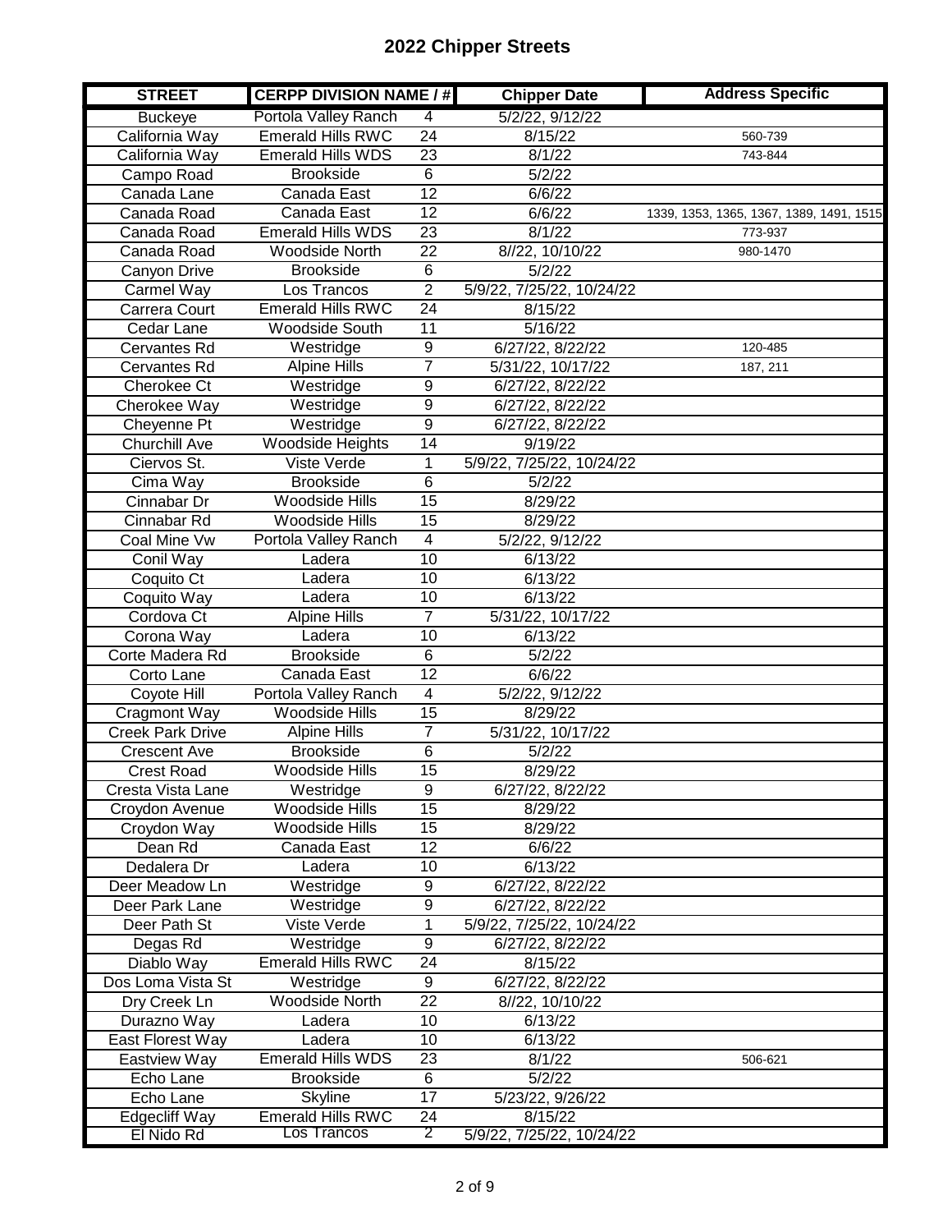# 2022 Chipper Streets

| STREET | CERPP DIVISION NAME / # | | Chipper Date | Address Specific |
|---|---|---|---|---|
| Buckeye | Portola Valley Ranch | 4 | 5/2/22, 9/12/22 | |
| California Way | Emerald Hills RWC | 24 | 8/15/22 | 560-739 |
| California Way | Emerald Hills WDS | 23 | 8/1/22 | 743-844 |
| Campo Road | Brookside | 6 | 5/2/22 | |
| Canada Lane | Canada East | 12 | 6/6/22 | |
| Canada Road | Canada East | 12 | 6/6/22 | 1339, 1353, 1365, 1367, 1389, 1491, 1515 |
| Canada Road | Emerald Hills WDS | 23 | 8/1/22 | 773-937 |
| Canada Road | Woodside North | 22 | 8//22, 10/10/22 | 980-1470 |
| Canyon Drive | Brookside | 6 | 5/2/22 | |
| Carmel Way | Los Trancos | 2 | 5/9/22, 7/25/22, 10/24/22 | |
| Carrera Court | Emerald Hills RWC | 24 | 8/15/22 | |
| Cedar Lane | Woodside South | 11 | 5/16/22 | |
| Cervantes Rd | Westridge | 9 | 6/27/22, 8/22/22 | 120-485 |
| Cervantes Rd | Alpine Hills | 7 | 5/31/22, 10/17/22 | 187, 211 |
| Cherokee Ct | Westridge | 9 | 6/27/22, 8/22/22 | |
| Cherokee Way | Westridge | 9 | 6/27/22, 8/22/22 | |
| Cheyenne Pt | Westridge | 9 | 6/27/22, 8/22/22 | |
| Churchill Ave | Woodside Heights | 14 | 9/19/22 | |
| Ciervos St. | Viste Verde | 1 | 5/9/22, 7/25/22, 10/24/22 | |
| Cima Way | Brookside | 6 | 5/2/22 | |
| Cinnabar Dr | Woodside Hills | 15 | 8/29/22 | |
| Cinnabar Rd | Woodside Hills | 15 | 8/29/22 | |
| Coal Mine Vw | Portola Valley Ranch | 4 | 5/2/22, 9/12/22 | |
| Conil Way | Ladera | 10 | 6/13/22 | |
| Coquito Ct | Ladera | 10 | 6/13/22 | |
| Coquito Way | Ladera | 10 | 6/13/22 | |
| Cordova Ct | Alpine Hills | 7 | 5/31/22, 10/17/22 | |
| Corona Way | Ladera | 10 | 6/13/22 | |
| Corte Madera Rd | Brookside | 6 | 5/2/22 | |
| Corto Lane | Canada East | 12 | 6/6/22 | |
| Coyote Hill | Portola Valley Ranch | 4 | 5/2/22, 9/12/22 | |
| Cragmont Way | Woodside Hills | 15 | 8/29/22 | |
| Creek Park Drive | Alpine Hills | 7 | 5/31/22, 10/17/22 | |
| Crescent Ave | Brookside | 6 | 5/2/22 | |
| Crest Road | Woodside Hills | 15 | 8/29/22 | |
| Cresta Vista Lane | Westridge | 9 | 6/27/22, 8/22/22 | |
| Croydon Avenue | Woodside Hills | 15 | 8/29/22 | |
| Croydon Way | Woodside Hills | 15 | 8/29/22 | |
| Dean Rd | Canada East | 12 | 6/6/22 | |
| Dedalera Dr | Ladera | 10 | 6/13/22 | |
| Deer Meadow Ln | Westridge | 9 | 6/27/22, 8/22/22 | |
| Deer Park Lane | Westridge | 9 | 6/27/22, 8/22/22 | |
| Deer Path St | Viste Verde | 1 | 5/9/22, 7/25/22, 10/24/22 | |
| Degas Rd | Westridge | 9 | 6/27/22, 8/22/22 | |
| Diablo Way | Emerald Hills RWC | 24 | 8/15/22 | |
| Dos Loma Vista St | Westridge | 9 | 6/27/22, 8/22/22 | |
| Dry Creek Ln | Woodside North | 22 | 8//22, 10/10/22 | |
| Durazno Way | Ladera | 10 | 6/13/22 | |
| East Florest Way | Ladera | 10 | 6/13/22 | |
| Eastview Way | Emerald Hills WDS | 23 | 8/1/22 | 506-621 |
| Echo Lane | Brookside | 6 | 5/2/22 | |
| Echo Lane | Skyline | 17 | 5/23/22, 9/26/22 | |
| Edgecliff Way | Emerald Hills RWC | 24 | 8/15/22 | |
| El Nido Rd | Los Trancos | 2 | 5/9/22, 7/25/22, 10/24/22 | |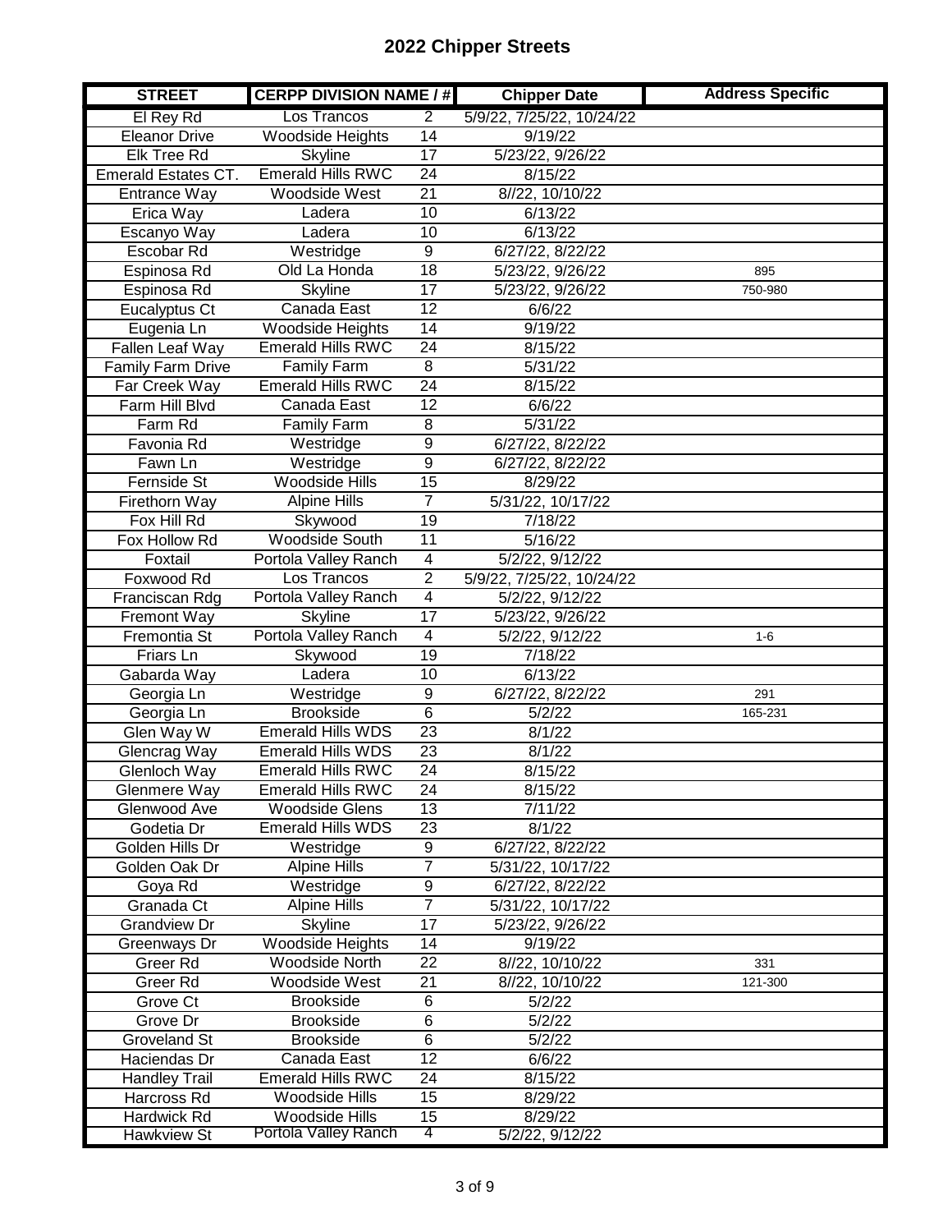# 2022 Chipper Streets

| STREET | CERPP DIVISION NAME / # | | Chipper Date | Address Specific |
|---|---|---|---|---|
| El Rey Rd | Los Trancos | 2 | 5/9/22, 7/25/22, 10/24/22 | |
| Eleanor Drive | Woodside Heights | 14 | 9/19/22 | |
| Elk Tree Rd | Skyline | 17 | 5/23/22, 9/26/22 | |
| Emerald Estates CT. | Emerald Hills RWC | 24 | 8/15/22 | |
| Entrance Way | Woodside West | 21 | 8//22, 10/10/22 | |
| Erica Way | Ladera | 10 | 6/13/22 | |
| Escanyo Way | Ladera | 10 | 6/13/22 | |
| Escobar Rd | Westridge | 9 | 6/27/22, 8/22/22 | |
| Espinosa Rd | Old La Honda | 18 | 5/23/22, 9/26/22 | 895 |
| Espinosa Rd | Skyline | 17 | 5/23/22, 9/26/22 | 750-980 |
| Eucalyptus Ct | Canada East | 12 | 6/6/22 | |
| Eugenia Ln | Woodside Heights | 14 | 9/19/22 | |
| Fallen Leaf Way | Emerald Hills RWC | 24 | 8/15/22 | |
| Family Farm Drive | Family Farm | 8 | 5/31/22 | |
| Far Creek Way | Emerald Hills RWC | 24 | 8/15/22 | |
| Farm Hill Blvd | Canada East | 12 | 6/6/22 | |
| Farm Rd | Family Farm | 8 | 5/31/22 | |
| Favonia Rd | Westridge | 9 | 6/27/22, 8/22/22 | |
| Fawn Ln | Westridge | 9 | 6/27/22, 8/22/22 | |
| Fernside St | Woodside Hills | 15 | 8/29/22 | |
| Firethorn Way | Alpine Hills | 7 | 5/31/22, 10/17/22 | |
| Fox Hill Rd | Skywood | 19 | 7/18/22 | |
| Fox Hollow Rd | Woodside South | 11 | 5/16/22 | |
| Foxtail | Portola Valley Ranch | 4 | 5/2/22, 9/12/22 | |
| Foxwood Rd | Los Trancos | 2 | 5/9/22, 7/25/22, 10/24/22 | |
| Franciscan Rdg | Portola Valley Ranch | 4 | 5/2/22, 9/12/22 | |
| Fremont Way | Skyline | 17 | 5/23/22, 9/26/22 | |
| Fremontia St | Portola Valley Ranch | 4 | 5/2/22, 9/12/22 | 1-6 |
| Friars Ln | Skywood | 19 | 7/18/22 | |
| Gabarda Way | Ladera | 10 | 6/13/22 | |
| Georgia Ln | Westridge | 9 | 6/27/22, 8/22/22 | 291 |
| Georgia Ln | Brookside | 6 | 5/2/22 | 165-231 |
| Glen Way W | Emerald Hills WDS | 23 | 8/1/22 | |
| Glencrag Way | Emerald Hills WDS | 23 | 8/1/22 | |
| Glenloch Way | Emerald Hills RWC | 24 | 8/15/22 | |
| Glenmere Way | Emerald Hills RWC | 24 | 8/15/22 | |
| Glenwood Ave | Woodside Glens | 13 | 7/11/22 | |
| Godetia Dr | Emerald Hills WDS | 23 | 8/1/22 | |
| Golden Hills Dr | Westridge | 9 | 6/27/22, 8/22/22 | |
| Golden Oak Dr | Alpine Hills | 7 | 5/31/22, 10/17/22 | |
| Goya Rd | Westridge | 9 | 6/27/22, 8/22/22 | |
| Granada Ct | Alpine Hills | 7 | 5/31/22, 10/17/22 | |
| Grandview Dr | Skyline | 17 | 5/23/22, 9/26/22 | |
| Greenways Dr | Woodside Heights | 14 | 9/19/22 | |
| Greer Rd | Woodside North | 22 | 8//22, 10/10/22 | 331 |
| Greer Rd | Woodside West | 21 | 8//22, 10/10/22 | 121-300 |
| Grove Ct | Brookside | 6 | 5/2/22 | |
| Grove Dr | Brookside | 6 | 5/2/22 | |
| Groveland St | Brookside | 6 | 5/2/22 | |
| Haciendas Dr | Canada East | 12 | 6/6/22 | |
| Handley Trail | Emerald Hills RWC | 24 | 8/15/22 | |
| Harcross Rd | Woodside Hills | 15 | 8/29/22 | |
| Hardwick Rd | Woodside Hills | 15 | 8/29/22 | |
| Hawkview St | Portola Valley Ranch | 4 | 5/2/22, 9/12/22 | |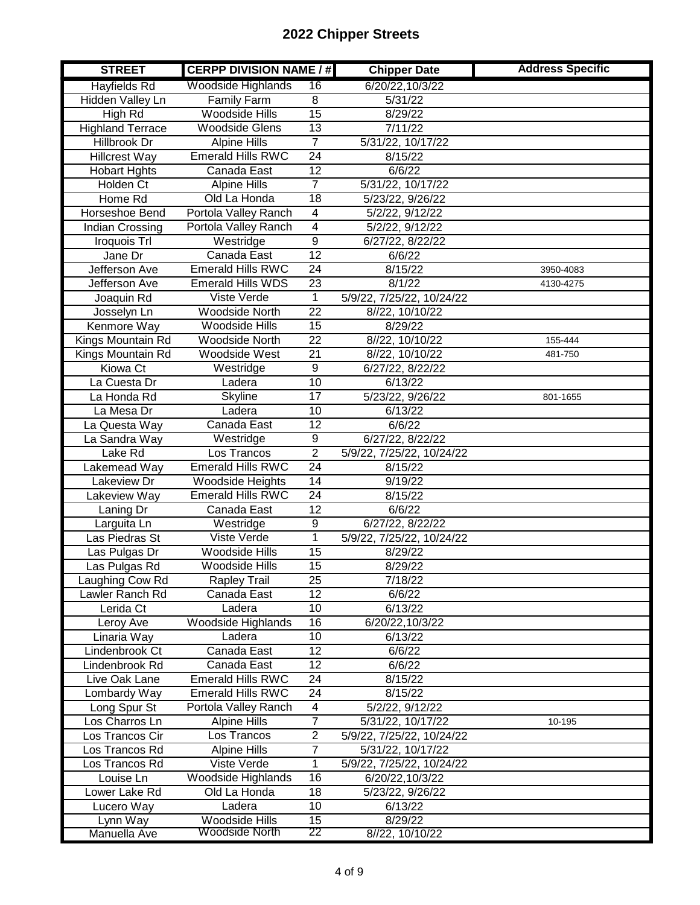# 2022 Chipper Streets

| STREET | CERPP DIVISION NAME / # | | Chipper Date | Address Specific |
|---|---|---|---|---|
| Hayfields Rd | Woodside Highlands | 16 | 6/20/22,10/3/22 | |
| Hidden Valley Ln | Family Farm | 8 | 5/31/22 | |
| High Rd | Woodside Hills | 15 | 8/29/22 | |
| Highland Terrace | Woodside Glens | 13 | 7/11/22 | |
| Hillbrook Dr | Alpine Hills | 7 | 5/31/22, 10/17/22 | |
| Hillcrest Way | Emerald Hills RWC | 24 | 8/15/22 | |
| Hobart Hghts | Canada East | 12 | 6/6/22 | |
| Holden Ct | Alpine Hills | 7 | 5/31/22, 10/17/22 | |
| Home Rd | Old La Honda | 18 | 5/23/22, 9/26/22 | |
| Horseshoe Bend | Portola Valley Ranch | 4 | 5/2/22, 9/12/22 | |
| Indian Crossing | Portola Valley Ranch | 4 | 5/2/22, 9/12/22 | |
| Iroquois Trl | Westridge | 9 | 6/27/22, 8/22/22 | |
| Jane Dr | Canada East | 12 | 6/6/22 | |
| Jefferson Ave | Emerald Hills RWC | 24 | 8/15/22 | 3950-4083 |
| Jefferson Ave | Emerald Hills WDS | 23 | 8/1/22 | 4130-4275 |
| Joaquin Rd | Viste Verde | 1 | 5/9/22, 7/25/22, 10/24/22 | |
| Josselyn Ln | Woodside North | 22 | 8//22, 10/10/22 | |
| Kenmore Way | Woodside Hills | 15 | 8/29/22 | |
| Kings Mountain Rd | Woodside North | 22 | 8//22, 10/10/22 | 155-444 |
| Kings Mountain Rd | Woodside West | 21 | 8//22, 10/10/22 | 481-750 |
| Kiowa Ct | Westridge | 9 | 6/27/22, 8/22/22 | |
| La Cuesta Dr | Ladera | 10 | 6/13/22 | |
| La Honda Rd | Skyline | 17 | 5/23/22, 9/26/22 | 801-1655 |
| La Mesa Dr | Ladera | 10 | 6/13/22 | |
| La Questa Way | Canada East | 12 | 6/6/22 | |
| La Sandra Way | Westridge | 9 | 6/27/22, 8/22/22 | |
| Lake Rd | Los Trancos | 2 | 5/9/22, 7/25/22, 10/24/22 | |
| Lakemead Way | Emerald Hills RWC | 24 | 8/15/22 | |
| Lakeview Dr | Woodside Heights | 14 | 9/19/22 | |
| Lakeview Way | Emerald Hills RWC | 24 | 8/15/22 | |
| Laning Dr | Canada East | 12 | 6/6/22 | |
| Larguita Ln | Westridge | 9 | 6/27/22, 8/22/22 | |
| Las Piedras St | Viste Verde | 1 | 5/9/22, 7/25/22, 10/24/22 | |
| Las Pulgas Dr | Woodside Hills | 15 | 8/29/22 | |
| Las Pulgas Rd | Woodside Hills | 15 | 8/29/22 | |
| Laughing Cow Rd | Rapley Trail | 25 | 7/18/22 | |
| Lawler Ranch Rd | Canada East | 12 | 6/6/22 | |
| Lerida Ct | Ladera | 10 | 6/13/22 | |
| Leroy Ave | Woodside Highlands | 16 | 6/20/22,10/3/22 | |
| Linaria Way | Ladera | 10 | 6/13/22 | |
| Lindenbrook Ct | Canada East | 12 | 6/6/22 | |
| Lindenbrook Rd | Canada East | 12 | 6/6/22 | |
| Live Oak Lane | Emerald Hills RWC | 24 | 8/15/22 | |
| Lombardy Way | Emerald Hills RWC | 24 | 8/15/22 | |
| Long Spur St | Portola Valley Ranch | 4 | 5/2/22, 9/12/22 | |
| Los Charros Ln | Alpine Hills | 7 | 5/31/22, 10/17/22 | 10-195 |
| Los Trancos Cir | Los Trancos | 2 | 5/9/22, 7/25/22, 10/24/22 | |
| Los Trancos Rd | Alpine Hills | 7 | 5/31/22, 10/17/22 | |
| Los Trancos Rd | Viste Verde | 1 | 5/9/22, 7/25/22, 10/24/22 | |
| Louise Ln | Woodside Highlands | 16 | 6/20/22,10/3/22 | |
| Lower Lake Rd | Old La Honda | 18 | 5/23/22, 9/26/22 | |
| Lucero Way | Ladera | 10 | 6/13/22 | |
| Lynn Way | Woodside Hills | 15 | 8/29/22 | |
| Manuella Ave | Woodside North | 22 | 8//22, 10/10/22 | |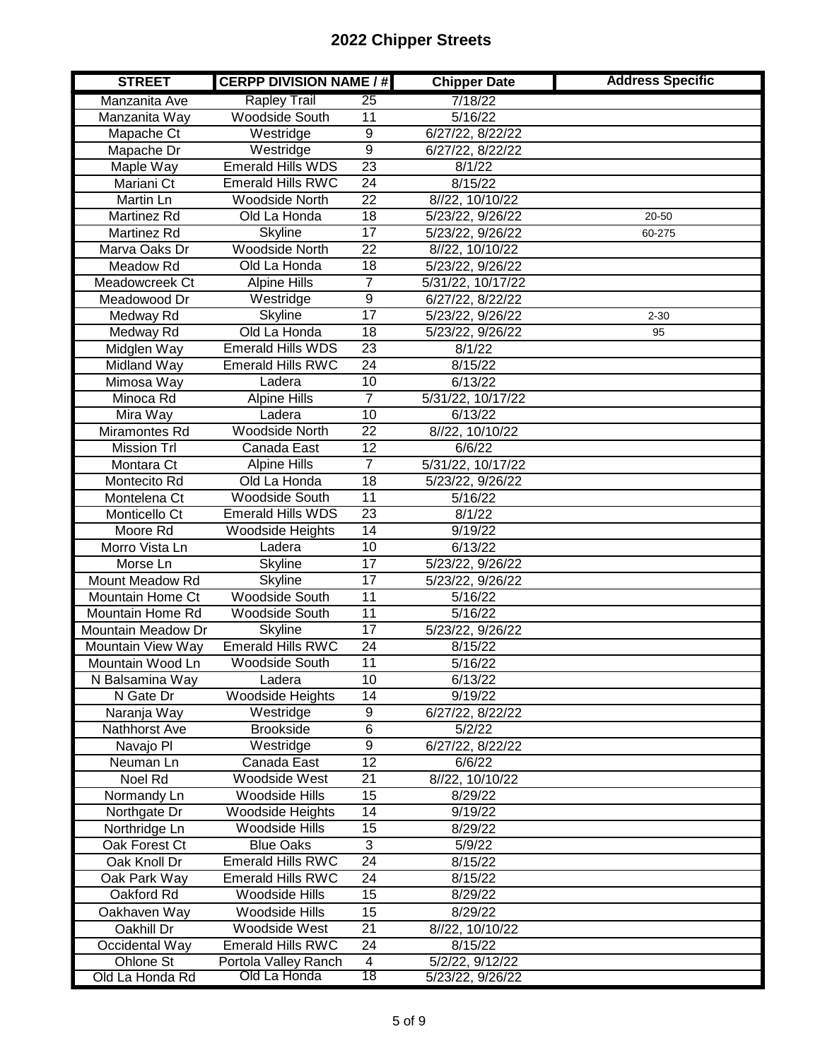# 2022 Chipper Streets

| STREET | CERPP DIVISION NAME / # | | Chipper Date | Address Specific |
|---|---|---|---|---|
| Manzanita Ave | Rapley Trail | 25 | 7/18/22 | |
| Manzanita Way | Woodside South | 11 | 5/16/22 | |
| Mapache Ct | Westridge | 9 | 6/27/22, 8/22/22 | |
| Mapache Dr | Westridge | 9 | 6/27/22, 8/22/22 | |
| Maple Way | Emerald Hills WDS | 23 | 8/1/22 | |
| Mariani Ct | Emerald Hills RWC | 24 | 8/15/22 | |
| Martin Ln | Woodside North | 22 | 8//22, 10/10/22 | |
| Martinez Rd | Old La Honda | 18 | 5/23/22, 9/26/22 | 20-50 |
| Martinez Rd | Skyline | 17 | 5/23/22, 9/26/22 | 60-275 |
| Marva Oaks Dr | Woodside North | 22 | 8//22, 10/10/22 | |
| Meadow Rd | Old La Honda | 18 | 5/23/22, 9/26/22 | |
| Meadowcreek Ct | Alpine Hills | 7 | 5/31/22, 10/17/22 | |
| Meadowood Dr | Westridge | 9 | 6/27/22, 8/22/22 | |
| Medway Rd | Skyline | 17 | 5/23/22, 9/26/22 | 2-30 |
| Medway Rd | Old La Honda | 18 | 5/23/22, 9/26/22 | 95 |
| Midglen Way | Emerald Hills WDS | 23 | 8/1/22 | |
| Midland Way | Emerald Hills RWC | 24 | 8/15/22 | |
| Mimosa Way | Ladera | 10 | 6/13/22 | |
| Minoca Rd | Alpine Hills | 7 | 5/31/22, 10/17/22 | |
| Mira Way | Ladera | 10 | 6/13/22 | |
| Miramontes Rd | Woodside North | 22 | 8//22, 10/10/22 | |
| Mission Trl | Canada East | 12 | 6/6/22 | |
| Montara Ct | Alpine Hills | 7 | 5/31/22, 10/17/22 | |
| Montecito Rd | Old La Honda | 18 | 5/23/22, 9/26/22 | |
| Montelena Ct | Woodside South | 11 | 5/16/22 | |
| Monticello Ct | Emerald Hills WDS | 23 | 8/1/22 | |
| Moore Rd | Woodside Heights | 14 | 9/19/22 | |
| Morro Vista Ln | Ladera | 10 | 6/13/22 | |
| Morse Ln | Skyline | 17 | 5/23/22, 9/26/22 | |
| Mount Meadow Rd | Skyline | 17 | 5/23/22, 9/26/22 | |
| Mountain Home Ct | Woodside South | 11 | 5/16/22 | |
| Mountain Home Rd | Woodside South | 11 | 5/16/22 | |
| Mountain Meadow Dr | Skyline | 17 | 5/23/22, 9/26/22 | |
| Mountain View Way | Emerald Hills RWC | 24 | 8/15/22 | |
| Mountain Wood Ln | Woodside South | 11 | 5/16/22 | |
| N Balsamina Way | Ladera | 10 | 6/13/22 | |
| N Gate Dr | Woodside Heights | 14 | 9/19/22 | |
| Naranja Way | Westridge | 9 | 6/27/22, 8/22/22 | |
| Nathhorst Ave | Brookside | 6 | 5/2/22 | |
| Navajo Pl | Westridge | 9 | 6/27/22, 8/22/22 | |
| Neuman Ln | Canada East | 12 | 6/6/22 | |
| Noel Rd | Woodside West | 21 | 8//22, 10/10/22 | |
| Normandy Ln | Woodside Hills | 15 | 8/29/22 | |
| Northgate Dr | Woodside Heights | 14 | 9/19/22 | |
| Northridge Ln | Woodside Hills | 15 | 8/29/22 | |
| Oak Forest Ct | Blue Oaks | 3 | 5/9/22 | |
| Oak Knoll Dr | Emerald Hills RWC | 24 | 8/15/22 | |
| Oak Park Way | Emerald Hills RWC | 24 | 8/15/22 | |
| Oakford Rd | Woodside Hills | 15 | 8/29/22 | |
| Oakhaven Way | Woodside Hills | 15 | 8/29/22 | |
| Oakhill Dr | Woodside West | 21 | 8//22, 10/10/22 | |
| Occidental Way | Emerald Hills RWC | 24 | 8/15/22 | |
| Ohlone St | Portola Valley Ranch | 4 | 5/2/22, 9/12/22 | |
| Old La Honda Rd | Old La Honda | 18 | 5/23/22, 9/26/22 | |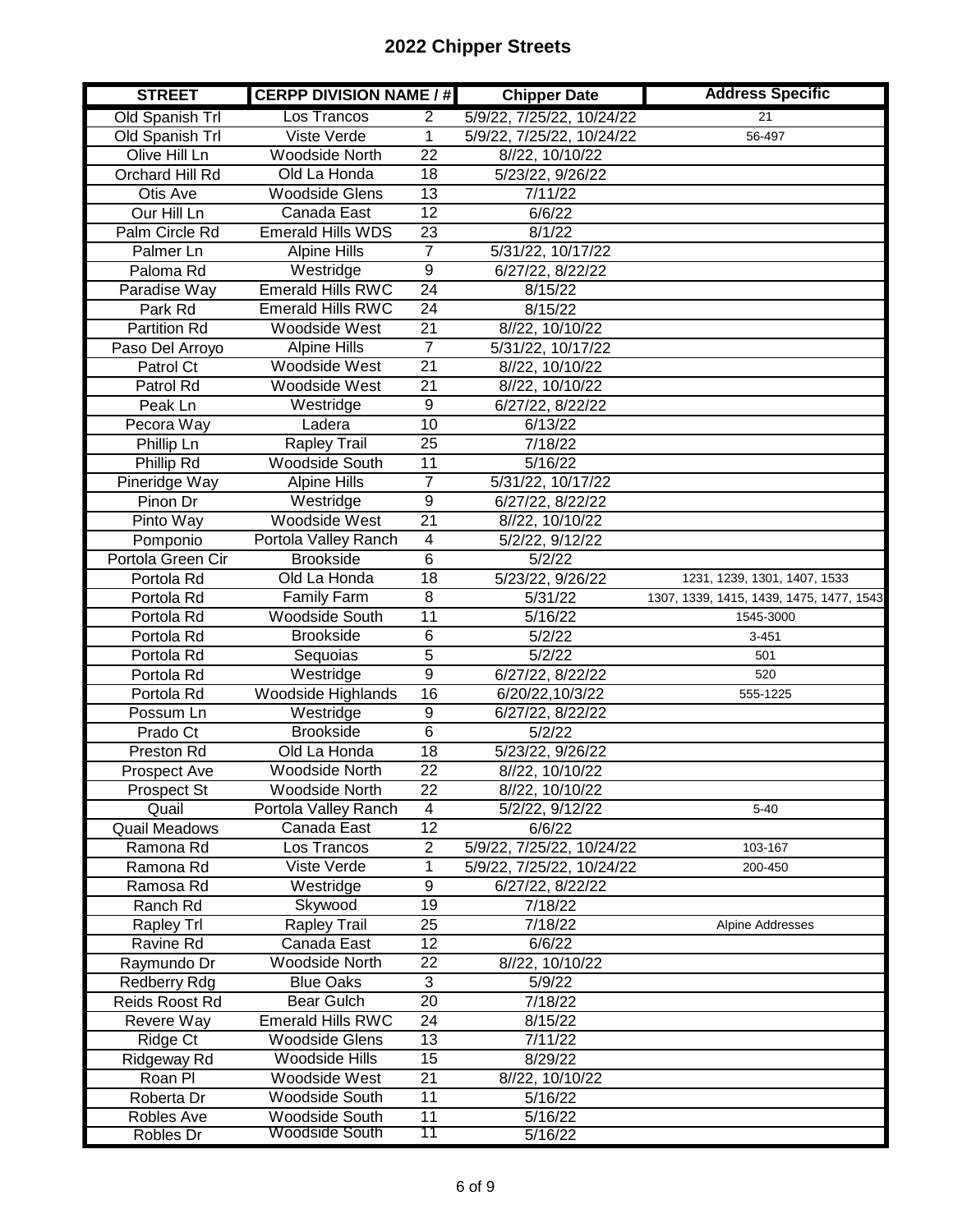# 2022 Chipper Streets

| STREET | CERPP DIVISION NAME / # | | Chipper Date | Address Specific |
|---|---|---|---|---|
| Old Spanish Trl | Los Trancos | 2 | 5/9/22, 7/25/22, 10/24/22 | 21 |
| Old Spanish Trl | Viste Verde | 1 | 5/9/22, 7/25/22, 10/24/22 | 56-497 |
| Olive Hill Ln | Woodside North | 22 | 8//22, 10/10/22 | |
| Orchard Hill Rd | Old La Honda | 18 | 5/23/22, 9/26/22 | |
| Otis Ave | Woodside Glens | 13 | 7/11/22 | |
| Our Hill Ln | Canada East | 12 | 6/6/22 | |
| Palm Circle Rd | Emerald Hills WDS | 23 | 8/1/22 | |
| Palmer Ln | Alpine Hills | 7 | 5/31/22, 10/17/22 | |
| Paloma Rd | Westridge | 9 | 6/27/22, 8/22/22 | |
| Paradise Way | Emerald Hills RWC | 24 | 8/15/22 | |
| Park Rd | Emerald Hills RWC | 24 | 8/15/22 | |
| Partition Rd | Woodside West | 21 | 8//22, 10/10/22 | |
| Paso Del Arroyo | Alpine Hills | 7 | 5/31/22, 10/17/22 | |
| Patrol Ct | Woodside West | 21 | 8//22, 10/10/22 | |
| Patrol Rd | Woodside West | 21 | 8//22, 10/10/22 | |
| Peak Ln | Westridge | 9 | 6/27/22, 8/22/22 | |
| Pecora Way | Ladera | 10 | 6/13/22 | |
| Phillip Ln | Rapley Trail | 25 | 7/18/22 | |
| Phillip Rd | Woodside South | 11 | 5/16/22 | |
| Pineridge Way | Alpine Hills | 7 | 5/31/22, 10/17/22 | |
| Pinon Dr | Westridge | 9 | 6/27/22, 8/22/22 | |
| Pinto Way | Woodside West | 21 | 8//22, 10/10/22 | |
| Pomponio | Portola Valley Ranch | 4 | 5/2/22, 9/12/22 | |
| Portola Green Cir | Brookside | 6 | 5/2/22 | |
| Portola Rd | Old La Honda | 18 | 5/23/22, 9/26/22 | 1231, 1239, 1301, 1407, 1533 |
| Portola Rd | Family Farm | 8 | 5/31/22 | 1307, 1339, 1415, 1439, 1475, 1477, 1543 |
| Portola Rd | Woodside South | 11 | 5/16/22 | 1545-3000 |
| Portola Rd | Brookside | 6 | 5/2/22 | 3-451 |
| Portola Rd | Sequoias | 5 | 5/2/22 | 501 |
| Portola Rd | Westridge | 9 | 6/27/22, 8/22/22 | 520 |
| Portola Rd | Woodside Highlands | 16 | 6/20/22,10/3/22 | 555-1225 |
| Possum Ln | Westridge | 9 | 6/27/22, 8/22/22 | |
| Prado Ct | Brookside | 6 | 5/2/22 | |
| Preston Rd | Old La Honda | 18 | 5/23/22, 9/26/22 | |
| Prospect Ave | Woodside North | 22 | 8//22, 10/10/22 | |
| Prospect St | Woodside North | 22 | 8//22, 10/10/22 | |
| Quail | Portola Valley Ranch | 4 | 5/2/22, 9/12/22 | 5-40 |
| Quail Meadows | Canada East | 12 | 6/6/22 | |
| Ramona Rd | Los Trancos | 2 | 5/9/22, 7/25/22, 10/24/22 | 103-167 |
| Ramona Rd | Viste Verde | 1 | 5/9/22, 7/25/22, 10/24/22 | 200-450 |
| Ramosa Rd | Westridge | 9 | 6/27/22, 8/22/22 | |
| Ranch Rd | Skywood | 19 | 7/18/22 | |
| Rapley Trl | Rapley Trail | 25 | 7/18/22 | Alpine Addresses |
| Ravine Rd | Canada East | 12 | 6/6/22 | |
| Raymundo Dr | Woodside North | 22 | 8//22, 10/10/22 | |
| Redberry Rdg | Blue Oaks | 3 | 5/9/22 | |
| Reids Roost Rd | Bear Gulch | 20 | 7/18/22 | |
| Revere Way | Emerald Hills RWC | 24 | 8/15/22 | |
| Ridge Ct | Woodside Glens | 13 | 7/11/22 | |
| Ridgeway Rd | Woodside Hills | 15 | 8/29/22 | |
| Roan Pl | Woodside West | 21 | 8//22, 10/10/22 | |
| Roberta Dr | Woodside South | 11 | 5/16/22 | |
| Robles Ave | Woodside South | 11 | 5/16/22 | |
| Robles Dr | Woodside South | 11 | 5/16/22 | |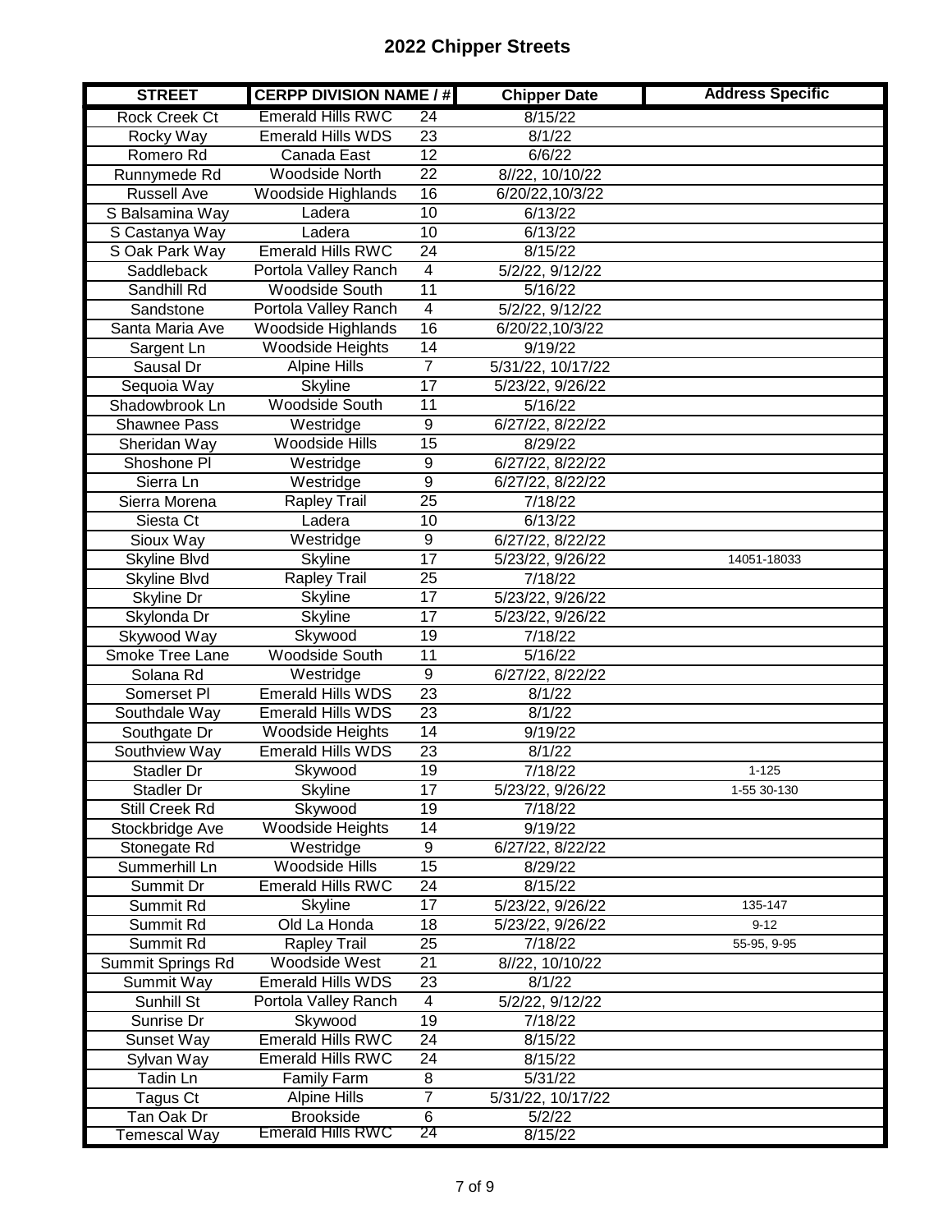# 2022 Chipper Streets

| STREET | CERPP DIVISION NAME / # | | Chipper Date | Address Specific |
|---|---|---|---|---|
| Rock Creek Ct | Emerald Hills RWC | 24 | 8/15/22 | |
| Rocky Way | Emerald Hills WDS | 23 | 8/1/22 | |
| Romero Rd | Canada East | 12 | 6/6/22 | |
| Runnymede Rd | Woodside North | 22 | 8//22, 10/10/22 | |
| Russell Ave | Woodside Highlands | 16 | 6/20/22,10/3/22 | |
| S Balsamina Way | Ladera | 10 | 6/13/22 | |
| S Castanya Way | Ladera | 10 | 6/13/22 | |
| S Oak Park Way | Emerald Hills RWC | 24 | 8/15/22 | |
| Saddleback | Portola Valley Ranch | 4 | 5/2/22, 9/12/22 | |
| Sandhill Rd | Woodside South | 11 | 5/16/22 | |
| Sandstone | Portola Valley Ranch | 4 | 5/2/22, 9/12/22 | |
| Santa Maria Ave | Woodside Highlands | 16 | 6/20/22,10/3/22 | |
| Sargent Ln | Woodside Heights | 14 | 9/19/22 | |
| Sausal Dr | Alpine Hills | 7 | 5/31/22, 10/17/22 | |
| Sequoia Way | Skyline | 17 | 5/23/22, 9/26/22 | |
| Shadowbrook Ln | Woodside South | 11 | 5/16/22 | |
| Shawnee Pass | Westridge | 9 | 6/27/22, 8/22/22 | |
| Sheridan Way | Woodside Hills | 15 | 8/29/22 | |
| Shoshone Pl | Westridge | 9 | 6/27/22, 8/22/22 | |
| Sierra Ln | Westridge | 9 | 6/27/22, 8/22/22 | |
| Sierra Morena | Rapley Trail | 25 | 7/18/22 | |
| Siesta Ct | Ladera | 10 | 6/13/22 | |
| Sioux Way | Westridge | 9 | 6/27/22, 8/22/22 | |
| Skyline Blvd | Skyline | 17 | 5/23/22, 9/26/22 | 14051-18033 |
| Skyline Blvd | Rapley Trail | 25 | 7/18/22 | |
| Skyline Dr | Skyline | 17 | 5/23/22, 9/26/22 | |
| Skylonda Dr | Skyline | 17 | 5/23/22, 9/26/22 | |
| Skywood Way | Skywood | 19 | 7/18/22 | |
| Smoke Tree Lane | Woodside South | 11 | 5/16/22 | |
| Solana Rd | Westridge | 9 | 6/27/22, 8/22/22 | |
| Somerset Pl | Emerald Hills WDS | 23 | 8/1/22 | |
| Southdale Way | Emerald Hills WDS | 23 | 8/1/22 | |
| Southgate Dr | Woodside Heights | 14 | 9/19/22 | |
| Southview Way | Emerald Hills WDS | 23 | 8/1/22 | |
| Stadler Dr | Skywood | 19 | 7/18/22 | 1-125 |
| Stadler Dr | Skyline | 17 | 5/23/22, 9/26/22 | 1-55 30-130 |
| Still Creek Rd | Skywood | 19 | 7/18/22 | |
| Stockbridge Ave | Woodside Heights | 14 | 9/19/22 | |
| Stonegate Rd | Westridge | 9 | 6/27/22, 8/22/22 | |
| Summerhill Ln | Woodside Hills | 15 | 8/29/22 | |
| Summit Dr | Emerald Hills RWC | 24 | 8/15/22 | |
| Summit Rd | Skyline | 17 | 5/23/22, 9/26/22 | 135-147 |
| Summit Rd | Old La Honda | 18 | 5/23/22, 9/26/22 | 9-12 |
| Summit Rd | Rapley Trail | 25 | 7/18/22 | 55-95, 9-95 |
| Summit Springs Rd | Woodside West | 21 | 8//22, 10/10/22 | |
| Summit Way | Emerald Hills WDS | 23 | 8/1/22 | |
| Sunhill St | Portola Valley Ranch | 4 | 5/2/22, 9/12/22 | |
| Sunrise Dr | Skywood | 19 | 7/18/22 | |
| Sunset Way | Emerald Hills RWC | 24 | 8/15/22 | |
| Sylvan Way | Emerald Hills RWC | 24 | 8/15/22 | |
| Tadin Ln | Family Farm | 8 | 5/31/22 | |
| Tagus Ct | Alpine Hills | 7 | 5/31/22, 10/17/22 | |
| Tan Oak Dr | Brookside | 6 | 5/2/22 | |
| Temescal Way | Emerald Hills RWC | 24 | 8/15/22 | |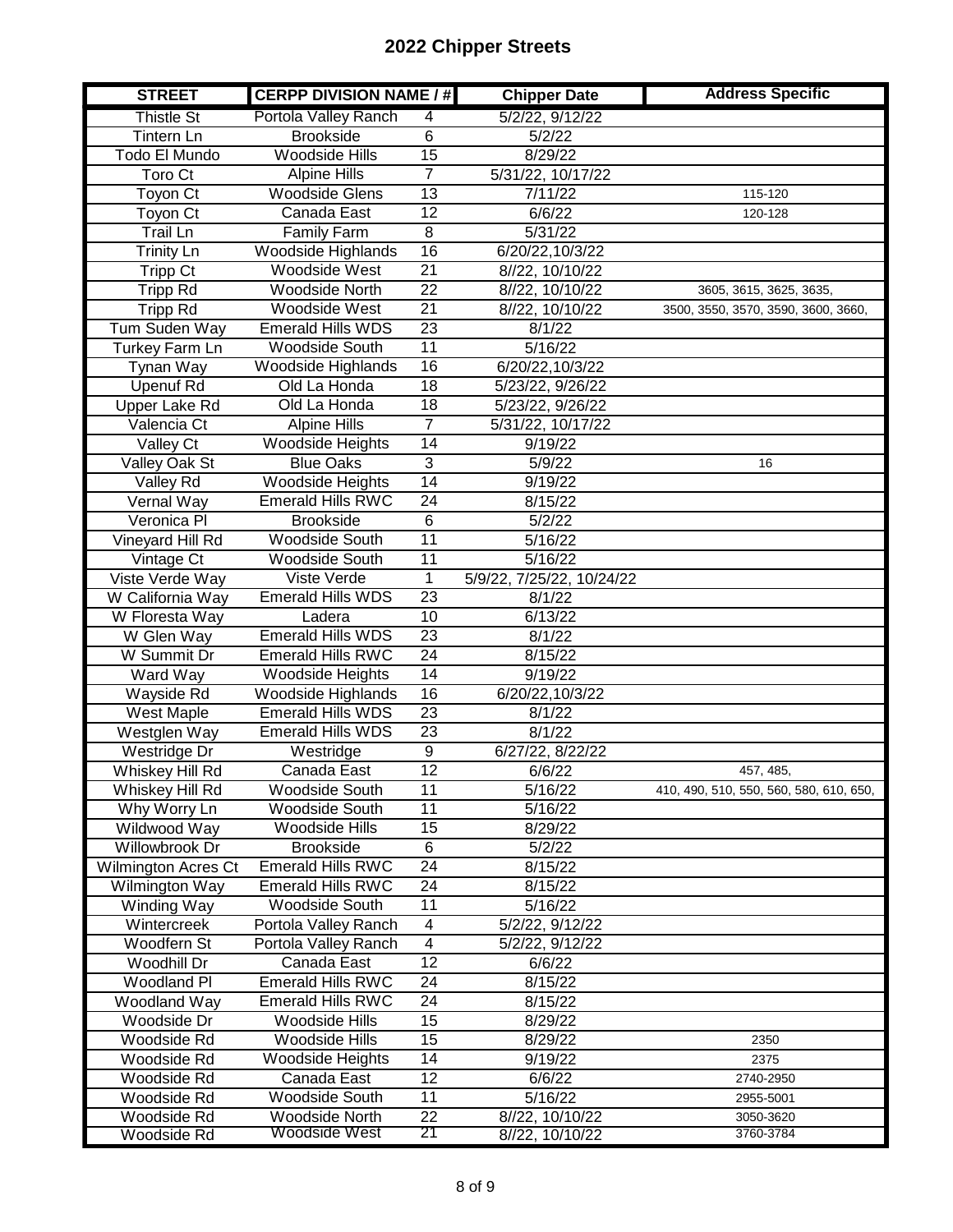# 2022 Chipper Streets

| STREET | CERPP DIVISION NAME / # | | Chipper Date | Address Specific |
|---|---|---|---|---|
| Thistle St | Portola Valley Ranch | 4 | 5/2/22, 9/12/22 | |
| Tintern Ln | Brookside | 6 | 5/2/22 | |
| Todo El Mundo | Woodside Hills | 15 | 8/29/22 | |
| Toro Ct | Alpine Hills | 7 | 5/31/22, 10/17/22 | |
| Toyon Ct | Woodside Glens | 13 | 7/11/22 | 115-120 |
| Toyon Ct | Canada East | 12 | 6/6/22 | 120-128 |
| Trail Ln | Family Farm | 8 | 5/31/22 | |
| Trinity Ln | Woodside Highlands | 16 | 6/20/22,10/3/22 | |
| Tripp Ct | Woodside West | 21 | 8//22, 10/10/22 | |
| Tripp Rd | Woodside North | 22 | 8//22, 10/10/22 | 3605, 3615, 3625, 3635, |
| Tripp Rd | Woodside West | 21 | 8//22, 10/10/22 | 3500, 3550, 3570, 3590, 3600, 3660, |
| Tum Suden Way | Emerald Hills WDS | 23 | 8/1/22 | |
| Turkey Farm Ln | Woodside South | 11 | 5/16/22 | |
| Tynan Way | Woodside Highlands | 16 | 6/20/22,10/3/22 | |
| Upenuf Rd | Old La Honda | 18 | 5/23/22, 9/26/22 | |
| Upper Lake Rd | Old La Honda | 18 | 5/23/22, 9/26/22 | |
| Valencia Ct | Alpine Hills | 7 | 5/31/22, 10/17/22 | |
| Valley Ct | Woodside Heights | 14 | 9/19/22 | |
| Valley Oak St | Blue Oaks | 3 | 5/9/22 | 16 |
| Valley Rd | Woodside Heights | 14 | 9/19/22 | |
| Vernal Way | Emerald Hills RWC | 24 | 8/15/22 | |
| Veronica Pl | Brookside | 6 | 5/2/22 | |
| Vineyard Hill Rd | Woodside South | 11 | 5/16/22 | |
| Vintage Ct | Woodside South | 11 | 5/16/22 | |
| Viste Verde Way | Viste Verde | 1 | 5/9/22, 7/25/22, 10/24/22 | |
| W California Way | Emerald Hills WDS | 23 | 8/1/22 | |
| W Floresta Way | Ladera | 10 | 6/13/22 | |
| W Glen Way | Emerald Hills WDS | 23 | 8/1/22 | |
| W Summit Dr | Emerald Hills RWC | 24 | 8/15/22 | |
| Ward Way | Woodside Heights | 14 | 9/19/22 | |
| Wayside Rd | Woodside Highlands | 16 | 6/20/22,10/3/22 | |
| West Maple | Emerald Hills WDS | 23 | 8/1/22 | |
| Westglen Way | Emerald Hills WDS | 23 | 8/1/22 | |
| Westridge Dr | Westridge | 9 | 6/27/22, 8/22/22 | |
| Whiskey Hill Rd | Canada East | 12 | 6/6/22 | 457, 485, |
| Whiskey Hill Rd | Woodside South | 11 | 5/16/22 | 410, 490, 510, 550, 560, 580, 610, 650, |
| Why Worry Ln | Woodside South | 11 | 5/16/22 | |
| Wildwood Way | Woodside Hills | 15 | 8/29/22 | |
| Willowbrook Dr | Brookside | 6 | 5/2/22 | |
| Wilmington Acres Ct | Emerald Hills RWC | 24 | 8/15/22 | |
| Wilmington Way | Emerald Hills RWC | 24 | 8/15/22 | |
| Winding Way | Woodside South | 11 | 5/16/22 | |
| Wintercreek | Portola Valley Ranch | 4 | 5/2/22, 9/12/22 | |
| Woodfern St | Portola Valley Ranch | 4 | 5/2/22, 9/12/22 | |
| Woodhill Dr | Canada East | 12 | 6/6/22 | |
| Woodland Pl | Emerald Hills RWC | 24 | 8/15/22 | |
| Woodland Way | Emerald Hills RWC | 24 | 8/15/22 | |
| Woodside Dr | Woodside Hills | 15 | 8/29/22 | |
| Woodside Rd | Woodside Hills | 15 | 8/29/22 | 2350 |
| Woodside Rd | Woodside Heights | 14 | 9/19/22 | 2375 |
| Woodside Rd | Canada East | 12 | 6/6/22 | 2740-2950 |
| Woodside Rd | Woodside South | 11 | 5/16/22 | 2955-5001 |
| Woodside Rd | Woodside North | 22 | 8//22, 10/10/22 | 3050-3620 |
| Woodside Rd | Woodside West | 21 | 8//22, 10/10/22 | 3760-3784 |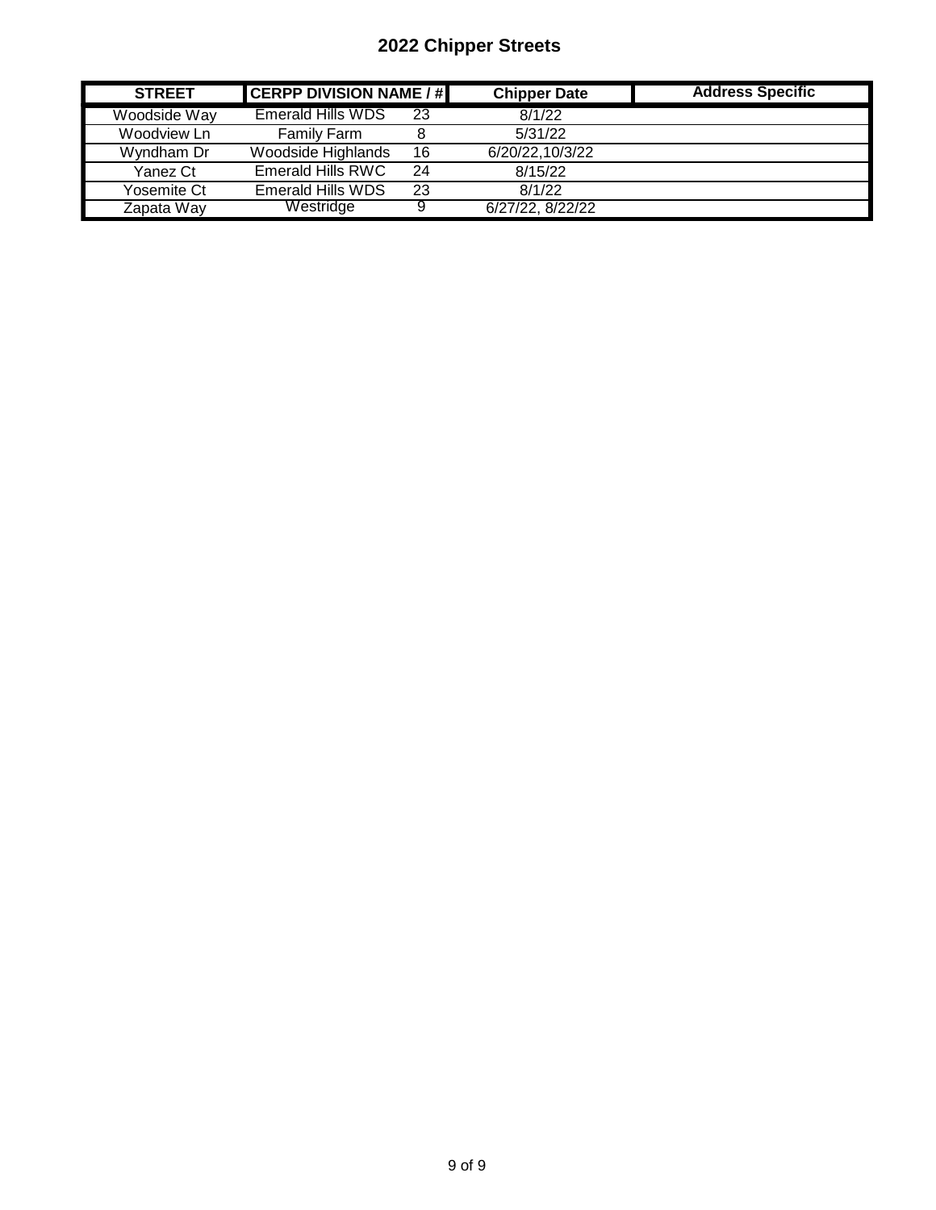# 2022 Chipper Streets

| STREET | CERPP DIVISION NAME / # | | Chipper Date | Address Specific |
|---|---|---|---|---|
| Woodside Way | Emerald Hills WDS | 23 | 8/1/22 | |
| Woodview Ln | Family Farm | 8 | 5/31/22 | |
| Wyndham Dr | Woodside Highlands | 16 | 6/20/22,10/3/22 | |
| Yanez Ct | Emerald Hills RWC | 24 | 8/15/22 | |
| Yosemite Ct | Emerald Hills WDS | 23 | 8/1/22 | |
| Zapata Way | Westridge | 9 | 6/27/22, 8/22/22 | |